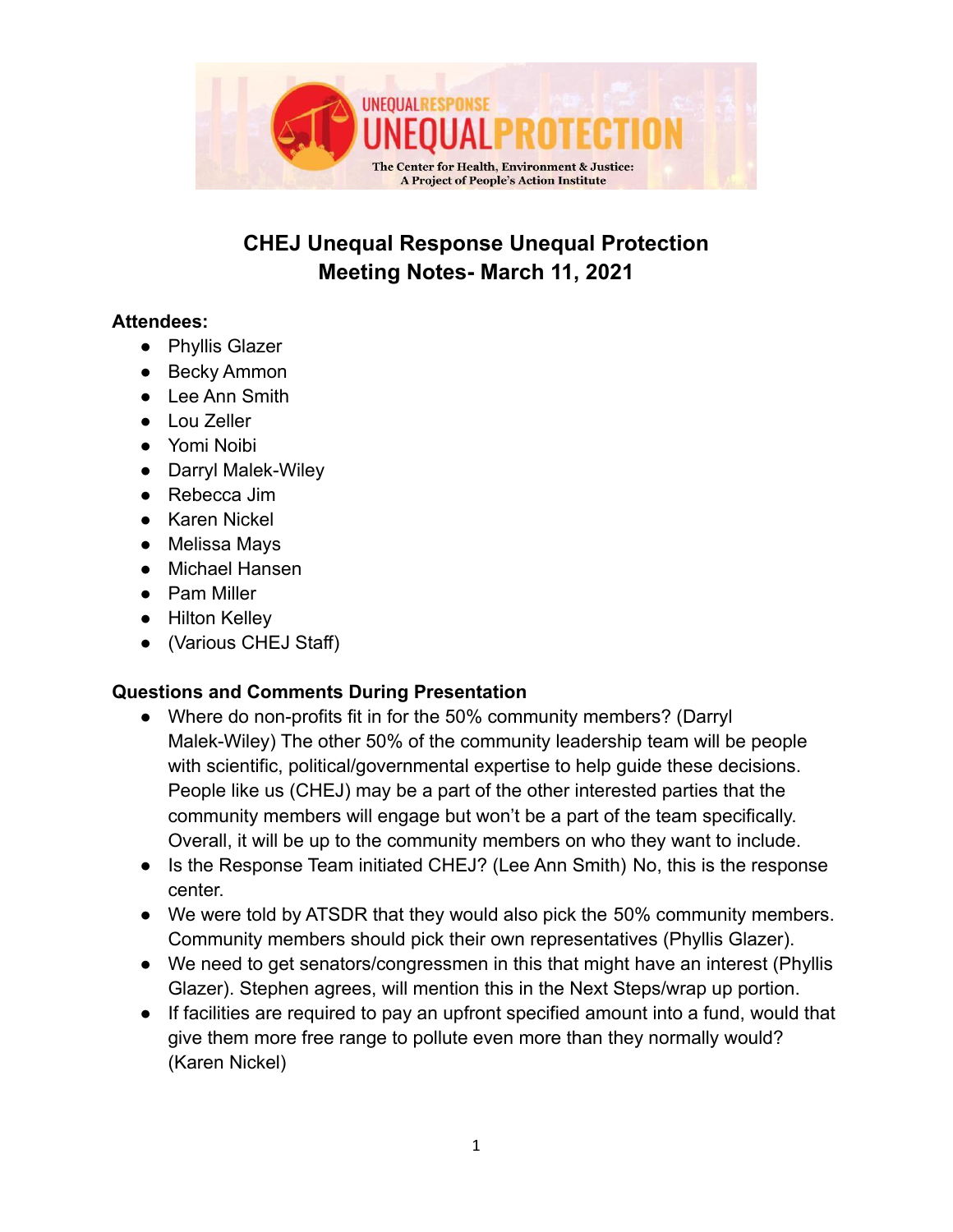# CHEJ Unequal Response Unequal Protection
# Meeting Notes- March 11, 2021

**Attendees:**

- Phyllis Glazer
- Becky Ammon
- Lee Ann Smith
- Lou Zeller
- Yomi Noibi
- Darryl Malek-Wiley
- Rebecca Jim
- Karen Nickel
- Melissa Mays
- Michael Hansen
- Pam Miller
- Hilton Kelley
- (Various CHEJ Staff)

**Questions and Comments During Presentation**

- Where do non-profits fit in for the 50% community members? (Darryl Malek-Wiley) The other 50% of the community leadership team will be people with scientific, political/governmental expertise to help guide these decisions. People like us (CHEJ) may be a part of the other interested parties that the community members will engage but won't be a part of the team specifically. Overall, it will be up to the community members on who they want to include.
- Is the Response Team initiated CHEJ? (Lee Ann Smith) No, this is the response center.
- We were told by ATSDR that they would also pick the 50% community members. Community members should pick their own representatives (Phyllis Glazer).
- We need to get senators/congressmen in this that might have an interest (Phyllis Glazer). Stephen agrees, will mention this in the Next Steps/wrap up portion.
- If facilities are required to pay an upfront specified amount into a fund, would that give them more free range to pollute even more than they normally would? (Karen Nickel)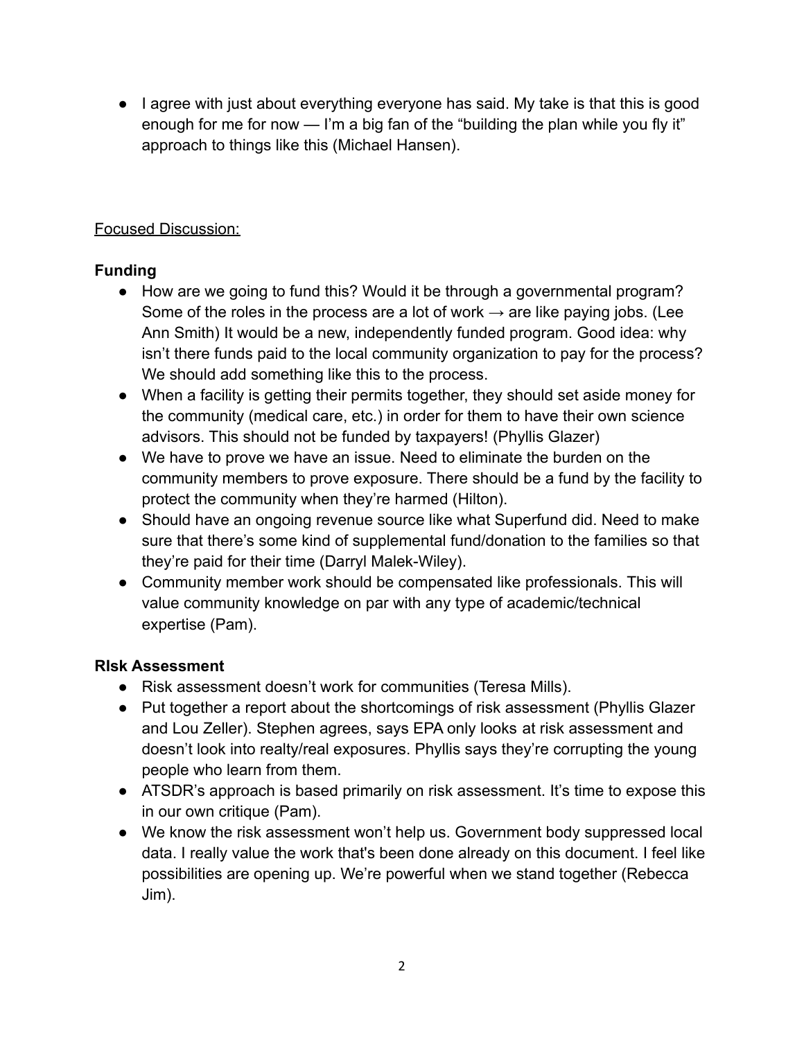- I agree with just about everything everyone has said. My take is that this is good enough for me for now — I'm a big fan of the "building the plan while you fly it" approach to things like this (Michael Hansen).

<u>Focused Discussion:</u>

**Funding**

- How are we going to fund this? Would it be through a governmental program? Some of the roles in the process are a lot of work → are like paying jobs. (Lee Ann Smith) It would be a new, independently funded program. Good idea: why isn't there funds paid to the local community organization to pay for the process? We should add something like this to the process.
- When a facility is getting their permits together, they should set aside money for the community (medical care, etc.) in order for them to have their own science advisors. This should not be funded by taxpayers! (Phyllis Glazer)
- We have to prove we have an issue. Need to eliminate the burden on the community members to prove exposure. There should be a fund by the facility to protect the community when they're harmed (Hilton).
- Should have an ongoing revenue source like what Superfund did. Need to make sure that there's some kind of supplemental fund/donation to the families so that they're paid for their time (Darryl Malek-Wiley).
- Community member work should be compensated like professionals. This will value community knowledge on par with any type of academic/technical expertise (Pam).

**RIsk Assessment**

- Risk assessment doesn't work for communities (Teresa Mills).
- Put together a report about the shortcomings of risk assessment (Phyllis Glazer and Lou Zeller). Stephen agrees, says EPA only looks at risk assessment and doesn't look into realty/real exposures. Phyllis says they're corrupting the young people who learn from them.
- ATSDR's approach is based primarily on risk assessment. It's time to expose this in our own critique (Pam).
- We know the risk assessment won't help us. Government body suppressed local data. I really value the work that's been done already on this document. I feel like possibilities are opening up. We're powerful when we stand together (Rebecca Jim).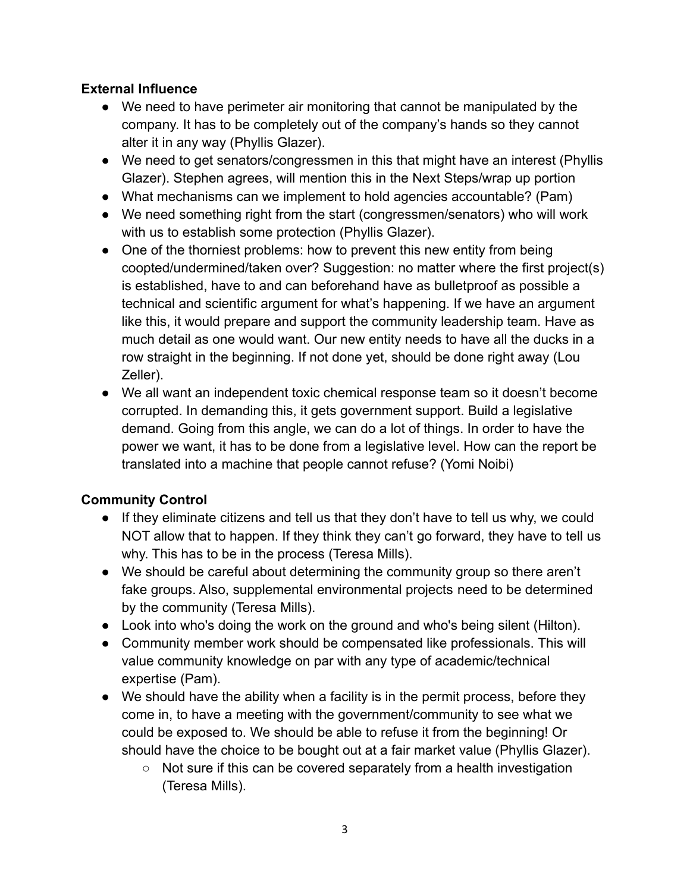**External Influence**

- We need to have perimeter air monitoring that cannot be manipulated by the company. It has to be completely out of the company's hands so they cannot alter it in any way (Phyllis Glazer).
- We need to get senators/congressmen in this that might have an interest (Phyllis Glazer). Stephen agrees, will mention this in the Next Steps/wrap up portion
- What mechanisms can we implement to hold agencies accountable? (Pam)
- We need something right from the start (congressmen/senators) who will work with us to establish some protection (Phyllis Glazer).
- One of the thorniest problems: how to prevent this new entity from being coopted/undermined/taken over? Suggestion: no matter where the first project(s) is established, have to and can beforehand have as bulletproof as possible a technical and scientific argument for what's happening. If we have an argument like this, it would prepare and support the community leadership team. Have as much detail as one would want. Our new entity needs to have all the ducks in a row straight in the beginning. If not done yet, should be done right away (Lou Zeller).
- We all want an independent toxic chemical response team so it doesn't become corrupted. In demanding this, it gets government support. Build a legislative demand. Going from this angle, we can do a lot of things. In order to have the power we want, it has to be done from a legislative level. How can the report be translated into a machine that people cannot refuse? (Yomi Noibi)

**Community Control**

- If they eliminate citizens and tell us that they don't have to tell us why, we could NOT allow that to happen. If they think they can't go forward, they have to tell us why. This has to be in the process (Teresa Mills).
- We should be careful about determining the community group so there aren't fake groups. Also, supplemental environmental projects need to be determined by the community (Teresa Mills).
- Look into who's doing the work on the ground and who's being silent (Hilton).
- Community member work should be compensated like professionals. This will value community knowledge on par with any type of academic/technical expertise (Pam).
- We should have the ability when a facility is in the permit process, before they come in, to have a meeting with the government/community to see what we could be exposed to. We should be able to refuse it from the beginning! Or should have the choice to be bought out at a fair market value (Phyllis Glazer).
    - Not sure if this can be covered separately from a health investigation (Teresa Mills).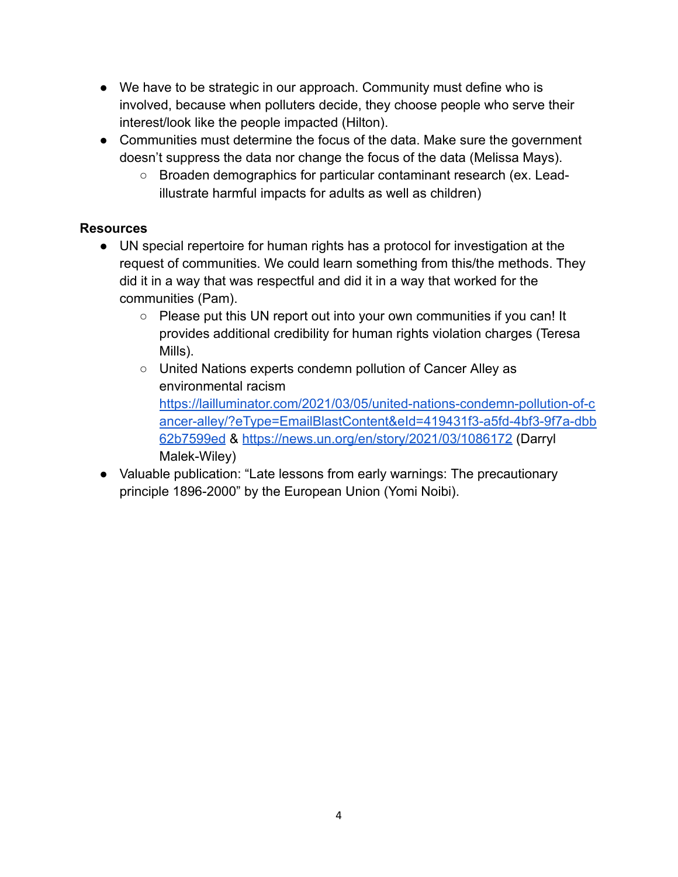- We have to be strategic in our approach. Community must define who is involved, because when polluters decide, they choose people who serve their interest/look like the people impacted (Hilton).
- Communities must determine the focus of the data. Make sure the government doesn't suppress the data nor change the focus of the data (Melissa Mays).
    - Broaden demographics for particular contaminant research (ex. Lead- illustrate harmful impacts for adults as well as children)

**Resources**

- UN special repertoire for human rights has a protocol for investigation at the request of communities. We could learn something from this/the methods. They did it in a way that was respectful and did it in a way that worked for the communities (Pam).
    - Please put this UN report out into your own communities if you can! It provides additional credibility for human rights violation charges (Teresa Mills).
    - United Nations experts condemn pollution of Cancer Alley as environmental racism https://lailluminator.com/2021/03/05/united-nations-condemn-pollution-of-cancer-alley/?eType=EmailBlastContent&eId=419431f3-a5fd-4bf3-9f7a-dbb62b7599ed & https://news.un.org/en/story/2021/03/1086172 (Darryl Malek-Wiley)
- Valuable publication: "Late lessons from early warnings: The precautionary principle 1896-2000" by the European Union (Yomi Noibi).